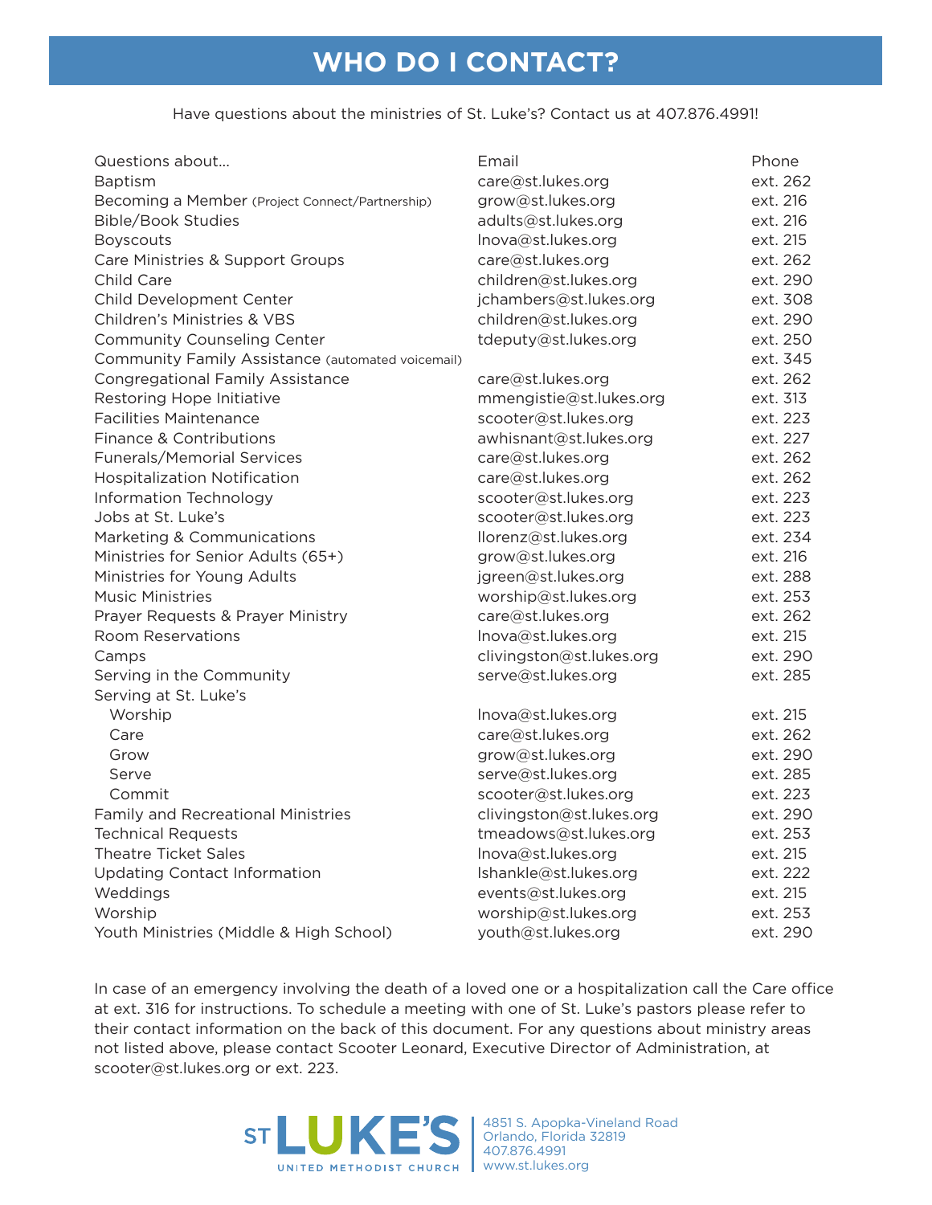# WHO DO I CONTACT?

Have questions about the ministries of St. Luke's? Contact us at 407.876.4991!

| Questions about... | Email | Phone |
|---|---|---|
| Baptism | care@st.lukes.org | ext. 262 |
| Becoming a Member (Project Connect/Partnership) | grow@st.lukes.org | ext. 216 |
| Bible/Book Studies | adults@st.lukes.org | ext. 216 |
| Boyscouts | lnova@st.lukes.org | ext. 215 |
| Care Ministries & Support Groups | care@st.lukes.org | ext. 262 |
| Child Care | children@st.lukes.org | ext. 290 |
| Child Development Center | jchambers@st.lukes.org | ext. 308 |
| Children's Ministries & VBS | children@st.lukes.org | ext. 290 |
| Community Counseling Center | tdeputy@st.lukes.org | ext. 250 |
| Community Family Assistance (automated voicemail) | | ext. 345 |
| Congregational Family Assistance | care@st.lukes.org | ext. 262 |
| Restoring Hope Initiative | mmengistie@st.lukes.org | ext. 313 |
| Facilities Maintenance | scooter@st.lukes.org | ext. 223 |
| Finance & Contributions | awhisnant@st.lukes.org | ext. 227 |
| Funerals/Memorial Services | care@st.lukes.org | ext. 262 |
| Hospitalization Notification | care@st.lukes.org | ext. 262 |
| Information Technology | scooter@st.lukes.org | ext. 223 |
| Jobs at St. Luke's | scooter@st.lukes.org | ext. 223 |
| Marketing & Communications | llorenz@st.lukes.org | ext. 234 |
| Ministries for Senior Adults (65+) | grow@st.lukes.org | ext. 216 |
| Ministries for Young Adults | jgreen@st.lukes.org | ext. 288 |
| Music Ministries | worship@st.lukes.org | ext. 253 |
| Prayer Requests & Prayer Ministry | care@st.lukes.org | ext. 262 |
| Room Reservations | lnova@st.lukes.org | ext. 215 |
| Camps | clivingston@st.lukes.org | ext. 290 |
| Serving in the Community | serve@st.lukes.org | ext. 285 |
| Serving at St. Luke's | | |
| Worship | lnova@st.lukes.org | ext. 215 |
| Care | care@st.lukes.org | ext. 262 |
| Grow | grow@st.lukes.org | ext. 290 |
| Serve | serve@st.lukes.org | ext. 285 |
| Commit | scooter@st.lukes.org | ext. 223 |
| Family and Recreational Ministries | clivingston@st.lukes.org | ext. 290 |
| Technical Requests | tmeadows@st.lukes.org | ext. 253 |
| Theatre Ticket Sales | lnova@st.lukes.org | ext. 215 |
| Updating Contact Information | lshankle@st.lukes.org | ext. 222 |
| Weddings | events@st.lukes.org | ext. 215 |
| Worship | worship@st.lukes.org | ext. 253 |
| Youth Ministries (Middle & High School) | youth@st.lukes.org | ext. 290 |

In case of an emergency involving the death of a loved one or a hospitalization call the Care office at ext. 316 for instructions. To schedule a meeting with one of St. Luke's pastors please refer to their contact information on the back of this document. For any questions about ministry areas not listed above, please contact Scooter Leonard, Executive Director of Administration, at scooter@st.lukes.org or ext. 223.

ST LUKE'S
UNITED METHODIST CHURCH

4851 S. Apopka-Vineland Road
Orlando, Florida 32819
407.876.4991
www.st.lukes.org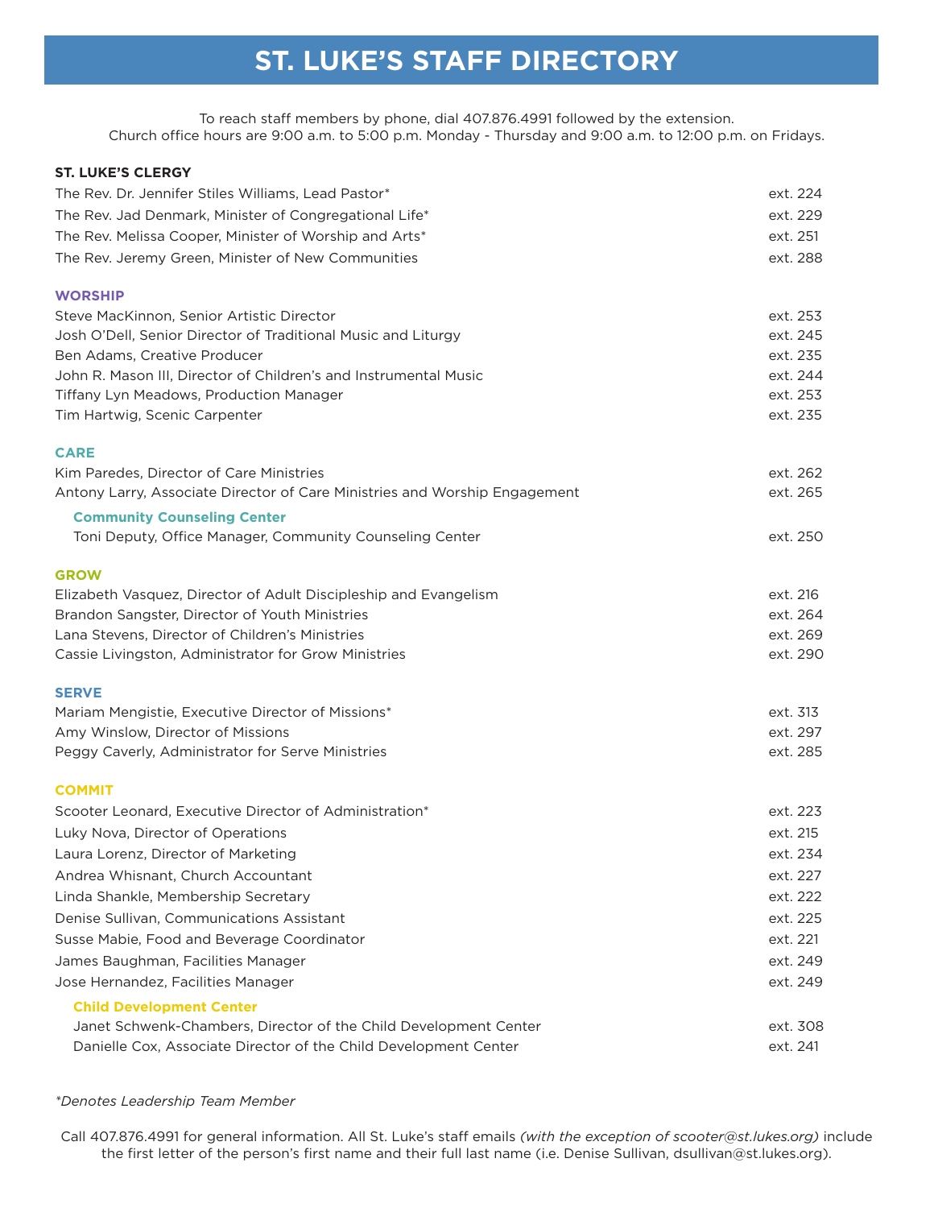# ST. LUKE'S STAFF DIRECTORY

To reach staff members by phone, dial 407.876.4991 followed by the extension.
Church office hours are 9:00 a.m. to 5:00 p.m. Monday - Thursday and 9:00 a.m. to 12:00 p.m. on Fridays.

| | |
|---|---|
| **ST. LUKE'S CLERGY** | |
| The Rev. Dr. Jennifer Stiles Williams, Lead Pastor* | ext. 224 |
| The Rev. Jad Denmark, Minister of Congregational Life* | ext. 229 |
| The Rev. Melissa Cooper, Minister of Worship and Arts* | ext. 251 |
| The Rev. Jeremy Green, Minister of New Communities | ext. 288 |
| **WORSHIP** | |
| Steve MacKinnon, Senior Artistic Director | ext. 253 |
| Josh O'Dell, Senior Director of Traditional Music and Liturgy | ext. 245 |
| Ben Adams, Creative Producer | ext. 235 |
| John R. Mason III, Director of Children's and Instrumental Music | ext. 244 |
| Tiffany Lyn Meadows, Production Manager | ext. 253 |
| Tim Hartwig, Scenic Carpenter | ext. 235 |
| **CARE** | |
| Kim Paredes, Director of Care Ministries | ext. 262 |
| Antony Larry, Associate Director of Care Ministries and Worship Engagement | ext. 265 |
| **Community Counseling Center** | |
| Toni Deputy, Office Manager, Community Counseling Center | ext. 250 |
| **GROW** | |
| Elizabeth Vasquez, Director of Adult Discipleship and Evangelism | ext. 216 |
| Brandon Sangster, Director of Youth Ministries | ext. 264 |
| Lana Stevens, Director of Children's Ministries | ext. 269 |
| Cassie Livingston, Administrator for Grow Ministries | ext. 290 |
| **SERVE** | |
| Mariam Mengistie, Executive Director of Missions* | ext. 313 |
| Amy Winslow, Director of Missions | ext. 297 |
| Peggy Caverly, Administrator for Serve Ministries | ext. 285 |
| **COMMIT** | |
| Scooter Leonard, Executive Director of Administration* | ext. 223 |
| Luky Nova, Director of Operations | ext. 215 |
| Laura Lorenz, Director of Marketing | ext. 234 |
| Andrea Whisnant, Church Accountant | ext. 227 |
| Linda Shankle, Membership Secretary | ext. 222 |
| Denise Sullivan, Communications Assistant | ext. 225 |
| Susse Mabie, Food and Beverage Coordinator | ext. 221 |
| James Baughman, Facilities Manager | ext. 249 |
| Jose Hernandez, Facilities Manager | ext. 249 |
| **Child Development Center** | |
| Janet Schwenk-Chambers, Director of the Child Development Center | ext. 308 |
| Danielle Cox, Associate Director of the Child Development Center | ext. 241 |

*\*Denotes Leadership Team Member*

Call 407.876.4991 for general information. All St. Luke's staff emails *(with the exception of scooter@st.lukes.org)* include the first letter of the person's first name and their full last name (i.e. Denise Sullivan, dsullivan@st.lukes.org).